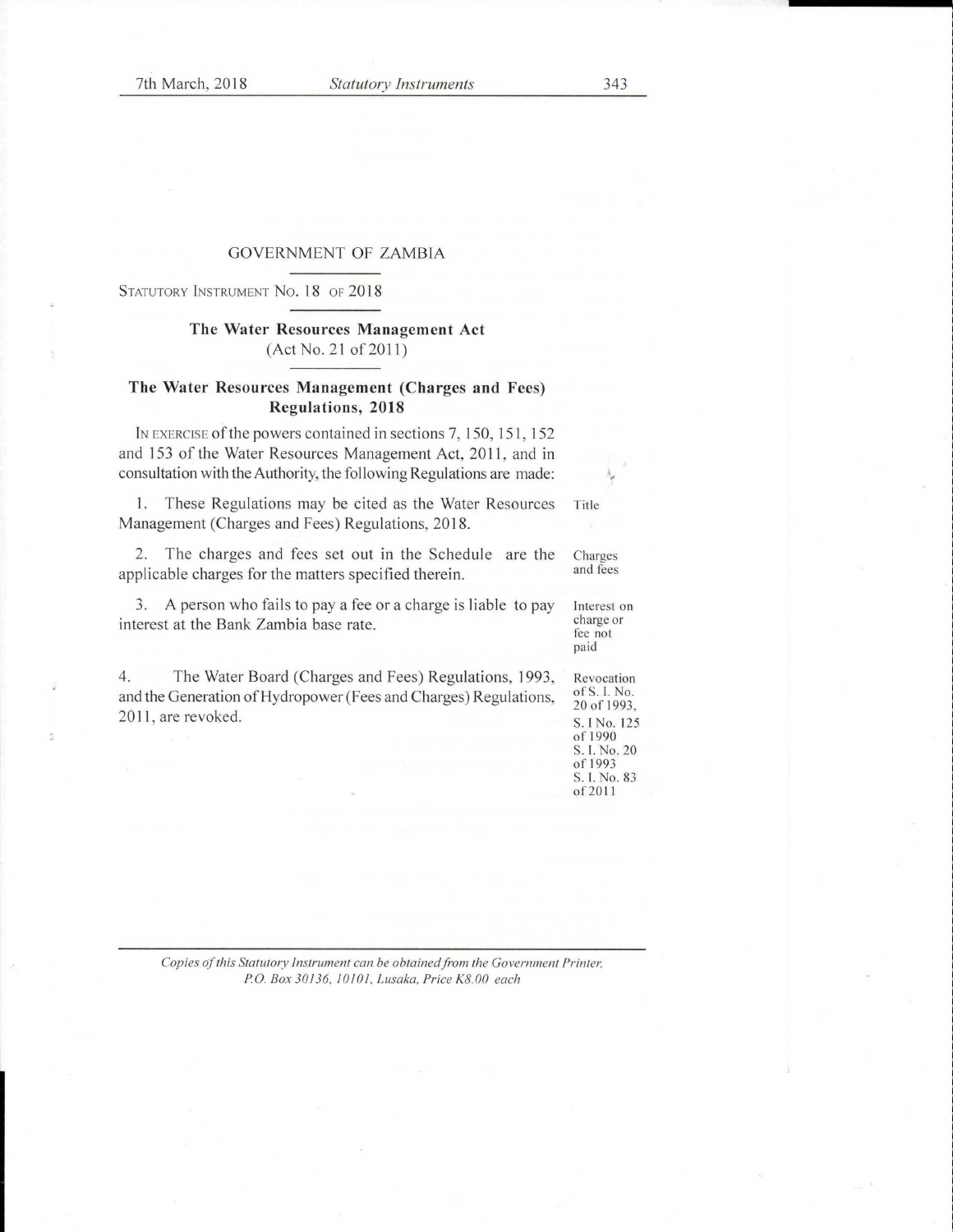GOVERNMENT OF ZAMBIA

STATUTORY INSTRUMENT NO. 18 OF 2018

**The Water Resources Management Act**
(Act No. 21 of 2011)

## The Water Resources Management (Charges and Fees) Regulations, 2018

IN EXERCISE of the powers contained in sections 7, 150, 151, 152 and 153 of the Water Resources Management Act, 2011, and in consultation with the Authority, the following Regulations are made:

1. These Regulations may be cited as the Water Resources Management (Charges and Fees) Regulations, 2018. *Title*

2. The charges and fees set out in the Schedule are the applicable charges for the matters specified therein. *Charges and fees*

3. A person who fails to pay a fee or a charge is liable to pay interest at the Bank Zambia base rate. *Interest on charge or fee not paid*

4. The Water Board (Charges and Fees) Regulations, 1993, and the Generation of Hydropower (Fees and Charges) Regulations, 2011, are revoked. *Revocation of S. I. No. 20 of 1993, S. I No. 125 of 1990 S. I. No. 20 of 1993 S. I. No. 83 of 2011*

*Copies of this Statutory Instrument can be obtained from the Government Printer, P.O. Box 30136, 10101, Lusaka, Price K8.00 each*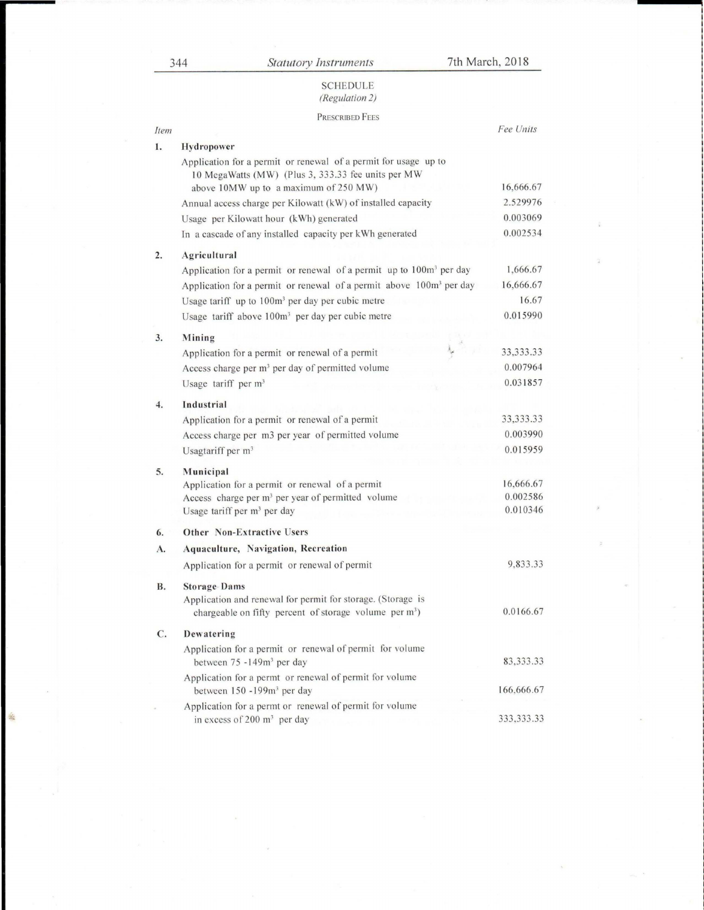## SCHEDULE

*(Regulation 2)*

PRESCRIBED FEES

| Item | | Fee Units |
|---|---|---|
| 1. | **Hydropower** | |
| | Application for a permit or renewal of a permit for usage up to 10 MegaWatts (MW) (Plus 3, 333.33 fee units per MW above 10MW up to a maximum of 250 MW) | 16,666.67 |
| | Annual access charge per Kilowatt (kW) of installed capacity | 2.529976 |
| | Usage per Kilowatt hour (kWh) generated | 0.003069 |
| | In a cascade of any installed capacity per kWh generated | 0.002534 |
| 2. | **Agricultural** | |
| | Application for a permit or renewal of a permit up to 100m$^3$ per day | 1,666.67 |
| | Application for a permit or renewal of a permit above 100m$^3$ per day | 16,666.67 |
| | Usage tariff up to 100m$^3$ per day per cubic metre | 16.67 |
| | Usage tariff above 100m$^3$ per day per cubic metre | 0.015990 |
| 3. | **Mining** | |
| | Application for a permit or renewal of a permit | 33,333.33 |
| | Access charge per m$^3$ per day of permitted volume | 0.007964 |
| | Usage tariff per m$^3$ | 0.031857 |
| 4. | **Industrial** | |
| | Application for a permit or renewal of a permit | 33,333.33 |
| | Access charge per m3 per year of permitted volume | 0.003990 |
| | Usagtariff per m$^3$ | 0.015959 |
| 5. | **Municipal** | |
| | Application for a permit or renewal of a permit | 16,666.67 |
| | Access charge per m$^3$ per year of permitted volume | 0.002586 |
| | Usage tariff per m$^3$ per day | 0.010346 |
| 6. | **Other Non-Extractive Users** | |
| A. | **Aquaculture, Navigation, Recreation** | |
| | Application for a permit or renewal of permit | 9,833.33 |
| B. | **Storage Dams** | |
| | Application and renewal for permit for storage. (Storage is chargeable on fifty percent of storage volume per m$^3$) | 0.0166.67 |
| C. | **Dewatering** | |
| | Application for a permit or renewal of permit for volume between 75 -149m$^3$ per day | 83,333.33 |
| | Application for a permt or renewal of permit for volume between 150 -199m$^3$ per day | 166,666.67 |
| | Application for a permt or renewal of permit for volume in excess of 200 m$^3$ per day | 333,333.33 |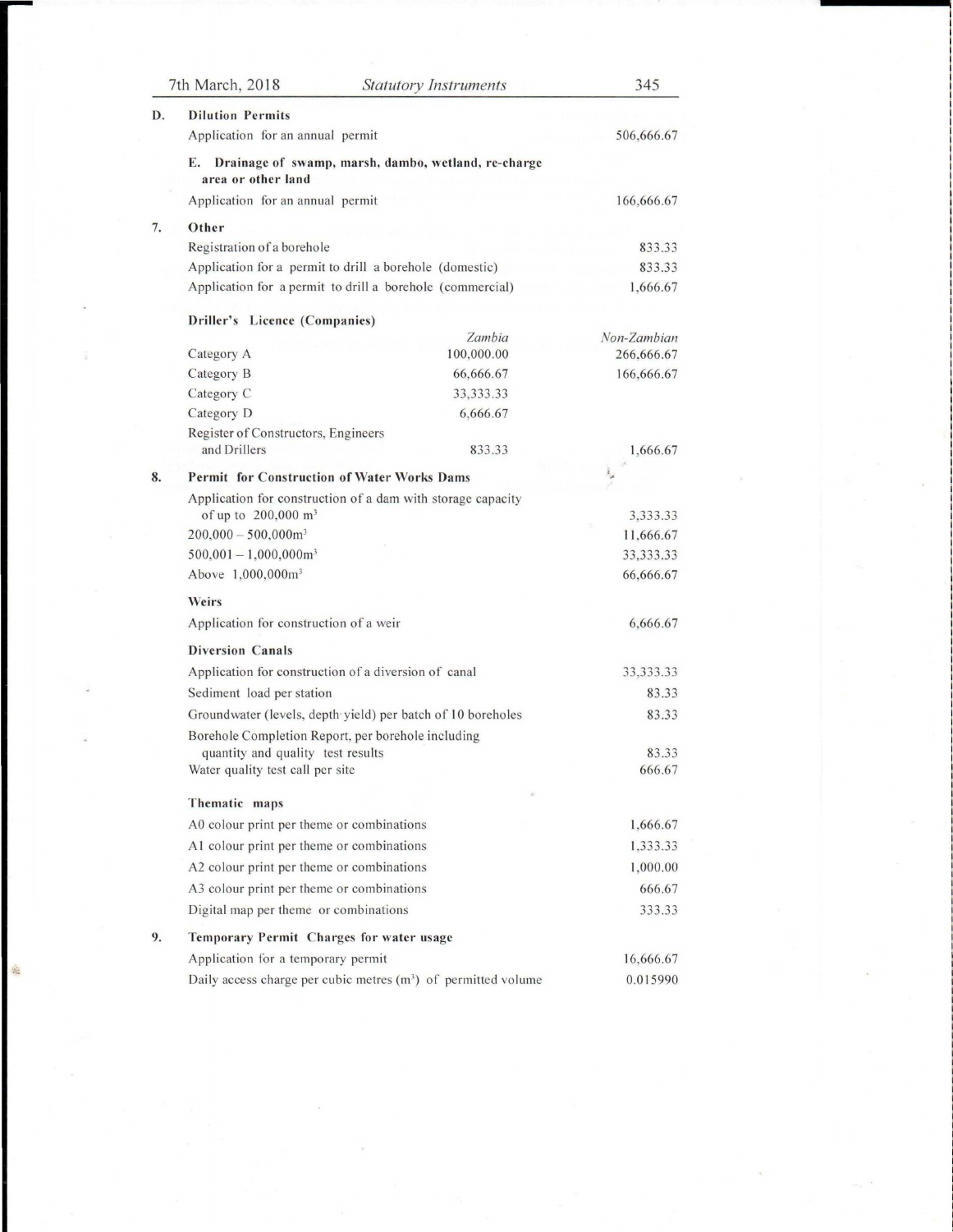| | | | |
|---|---|---|---|
| **D.** | **Dilution Permits** | | |
| | Application for an annual permit | | 506,666.67 |
| | **E. Drainage of swamp, marsh, dambo, wetland, re-charge area or other land** | | |
| | Application for an annual permit | | 166,666.67 |
| **7.** | **Other** | | |
| | Registration of a borehole | | 833.33 |
| | Application for a permit to drill a borehole (domestic) | | 833.33 |
| | Application for a permit to drill a borehole (commercial) | | 1,666.67 |
| | **Driller's Licence (Companies)** | | |
| | | *Zambia* | *Non-Zambian* |
| | Category A | 100,000.00 | 266,666.67 |
| | Category B | 66,666.67 | 166,666.67 |
| | Category C | 33,333.33 | |
| | Category D | 6,666.67 | |
| | Register of Constructors, Engineers and Drillers | 833.33 | 1,666.67 |
| **8.** | **Permit for Construction of Water Works Dams** | | |
| | Application for construction of a dam with storage capacity of up to 200,000 m³ | | 3,333.33 |
| | 200,000 – 500,000m³ | | 11,666.67 |
| | 500,001 – 1,000,000m³ | | 33,333.33 |
| | Above 1,000,000m³ | | 66,666.67 |
| | **Weirs** | | |
| | Application for construction of a weir | | 6,666.67 |
| | **Diversion Canals** | | |
| | Application for construction of a diversion of canal | | 33,333.33 |
| | Sediment load per station | | 83.33 |
| | Groundwater (levels, depth yield) per batch of 10 boreholes | | 83.33 |
| | Borehole Completion Report, per borehole including quantity and quality test results | | 83.33 |
| | Water quality test call per site | | 666.67 |
| | **Thematic maps** | | |
| | A0 colour print per theme or combinations | | 1,666.67 |
| | A1 colour print per theme or combinations | | 1,333.33 |
| | A2 colour print per theme or combinations | | 1,000.00 |
| | A3 colour print per theme or combinations | | 666.67 |
| | Digital map per theme or combinations | | 333.33 |
| **9.** | **Temporary Permit Charges for water usage** | | |
| | Application for a temporary permit | | 16,666.67 |
| | Daily access charge per cubic metres (m³) of permitted volume | | 0.015990 |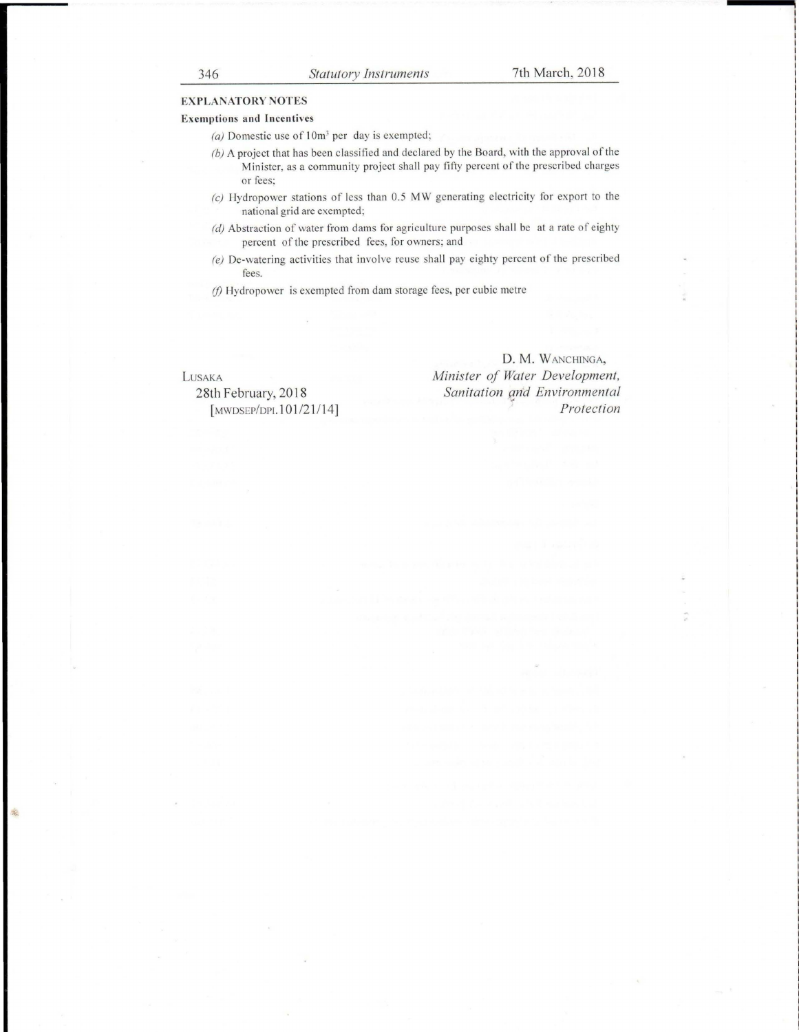## EXPLANATORY NOTES

### Exemptions and Incentives

*(a)* Domestic use of $10m^3$ per day is exempted;

*(b)* A project that has been classified and declared by the Board, with the approval of the Minister, as a community project shall pay fifty percent of the prescribed charges or fees;

*(c)* Hydropower stations of less than 0.5 MW generating electricity for export to the national grid are exempted;

*(d)* Abstraction of water from dams for agriculture purposes shall be at a rate of eighty percent of the prescribed fees, for owners; and

*(e)* De-watering activities that involve reuse shall pay eighty percent of the prescribed fees.

*(f)* Hydropower is exempted from dam storage fees, per cubic metre

D. M. WANCHINGA,
*Minister of Water Development, Sanitation and Environmental Protection*

LUSAKA
28th February, 2018
[MWDSEP/DPI.101/21/14]